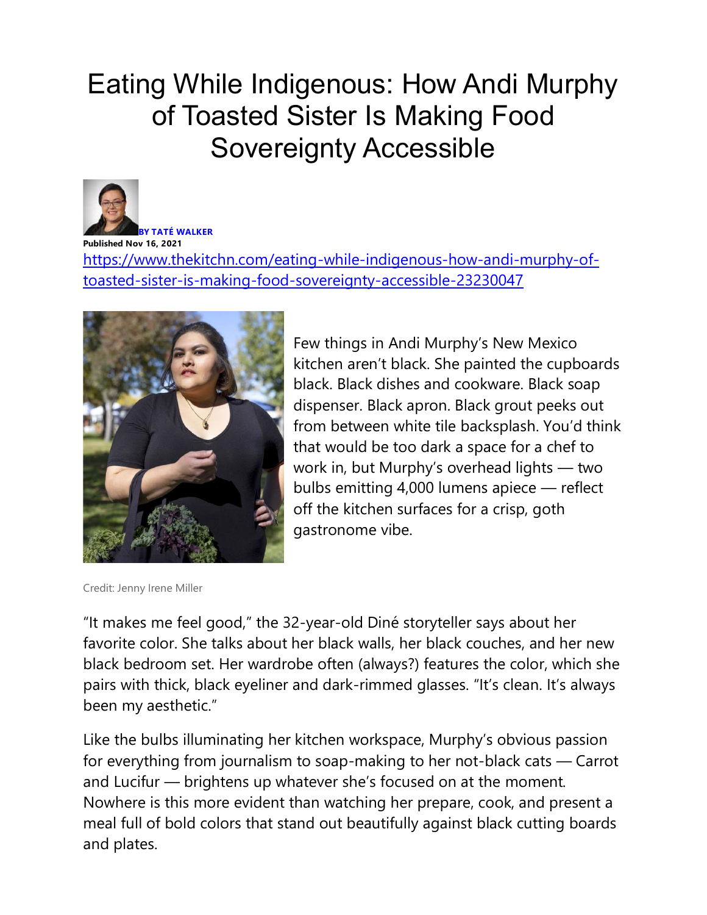# Eating While Indigenous: How Andi Murphy of Toasted Sister Is Making Food Sovereignty Accessible

**BY TATÉ WALKER**

**Published Nov 16, 2021**

https://www.thekitchn.com/eating-while-indigenous-how-andi-murphy-of-toasted-sister-is-making-food-sovereignty-accessible-23230047

Few things in Andi Murphy's New Mexico kitchen aren't black. She painted the cupboards black. Black dishes and cookware. Black soap dispenser. Black apron. Black grout peeks out from between white tile backsplash. You'd think that would be too dark a space for a chef to work in, but Murphy's overhead lights — two bulbs emitting 4,000 lumens apiece — reflect off the kitchen surfaces for a crisp, goth gastronome vibe.

Credit: Jenny Irene Miller

"It makes me feel good," the 32-year-old Diné storyteller says about her favorite color. She talks about her black walls, her black couches, and her new black bedroom set. Her wardrobe often (always?) features the color, which she pairs with thick, black eyeliner and dark-rimmed glasses. "It's clean. It's always been my aesthetic."

Like the bulbs illuminating her kitchen workspace, Murphy's obvious passion for everything from journalism to soap-making to her not-black cats — Carrot and Lucifur — brightens up whatever she's focused on at the moment. Nowhere is this more evident than watching her prepare, cook, and present a meal full of bold colors that stand out beautifully against black cutting boards and plates.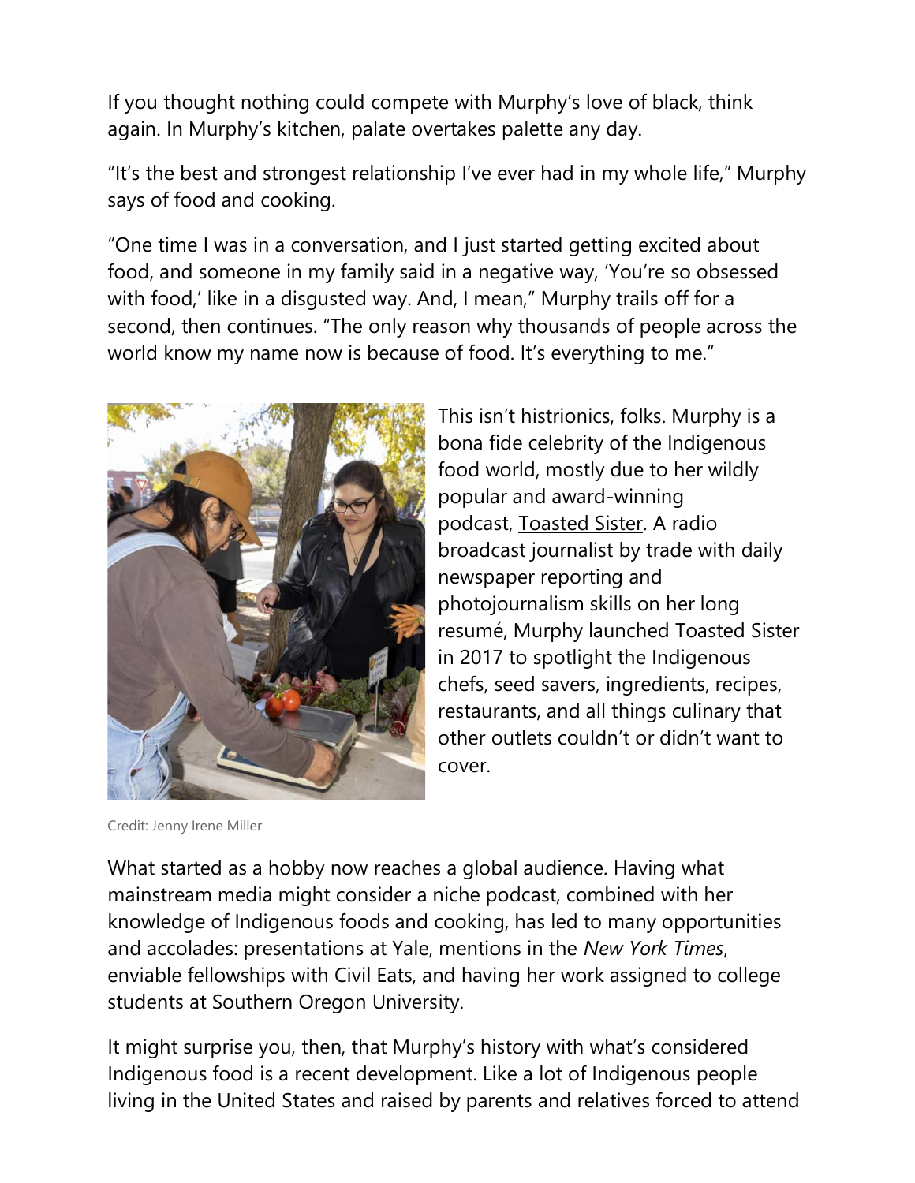If you thought nothing could compete with Murphy's love of black, think again. In Murphy's kitchen, palate overtakes palette any day.

"It's the best and strongest relationship I've ever had in my whole life," Murphy says of food and cooking.

"One time I was in a conversation, and I just started getting excited about food, and someone in my family said in a negative way, 'You're so obsessed with food,' like in a disgusted way. And, I mean," Murphy trails off for a second, then continues. "The only reason why thousands of people across the world know my name now is because of food. It's everything to me."

Credit: Jenny Irene Miller

This isn't histrionics, folks. Murphy is a bona fide celebrity of the Indigenous food world, mostly due to her wildly popular and award-winning podcast, Toasted Sister. A radio broadcast journalist by trade with daily newspaper reporting and photojournalism skills on her long resumé, Murphy launched Toasted Sister in 2017 to spotlight the Indigenous chefs, seed savers, ingredients, recipes, restaurants, and all things culinary that other outlets couldn't or didn't want to cover.

What started as a hobby now reaches a global audience. Having what mainstream media might consider a niche podcast, combined with her knowledge of Indigenous foods and cooking, has led to many opportunities and accolades: presentations at Yale, mentions in the *New York Times*, enviable fellowships with Civil Eats, and having her work assigned to college students at Southern Oregon University.

It might surprise you, then, that Murphy's history with what's considered Indigenous food is a recent development. Like a lot of Indigenous people living in the United States and raised by parents and relatives forced to attend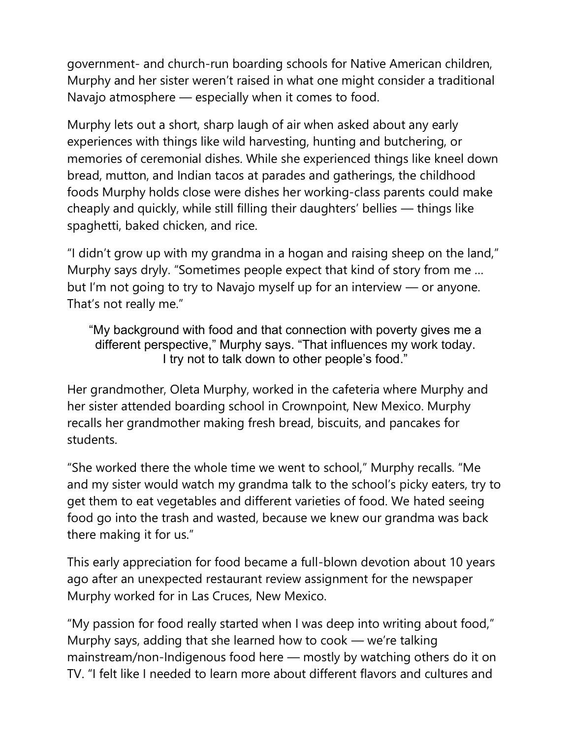government- and church-run boarding schools for Native American children, Murphy and her sister weren't raised in what one might consider a traditional Navajo atmosphere — especially when it comes to food.

Murphy lets out a short, sharp laugh of air when asked about any early experiences with things like wild harvesting, hunting and butchering, or memories of ceremonial dishes. While she experienced things like kneel down bread, mutton, and Indian tacos at parades and gatherings, the childhood foods Murphy holds close were dishes her working-class parents could make cheaply and quickly, while still filling their daughters' bellies — things like spaghetti, baked chicken, and rice.

"I didn't grow up with my grandma in a hogan and raising sheep on the land," Murphy says dryly. "Sometimes people expect that kind of story from me ... but I'm not going to try to Navajo myself up for an interview — or anyone. That's not really me."

> "My background with food and that connection with poverty gives me a different perspective," Murphy says. "That influences my work today. I try not to talk down to other people's food."

Her grandmother, Oleta Murphy, worked in the cafeteria where Murphy and her sister attended boarding school in Crownpoint, New Mexico. Murphy recalls her grandmother making fresh bread, biscuits, and pancakes for students.

"She worked there the whole time we went to school," Murphy recalls. "Me and my sister would watch my grandma talk to the school's picky eaters, try to get them to eat vegetables and different varieties of food. We hated seeing food go into the trash and wasted, because we knew our grandma was back there making it for us."

This early appreciation for food became a full-blown devotion about 10 years ago after an unexpected restaurant review assignment for the newspaper Murphy worked for in Las Cruces, New Mexico.

"My passion for food really started when I was deep into writing about food," Murphy says, adding that she learned how to cook — we're talking mainstream/non-Indigenous food here — mostly by watching others do it on TV. "I felt like I needed to learn more about different flavors and cultures and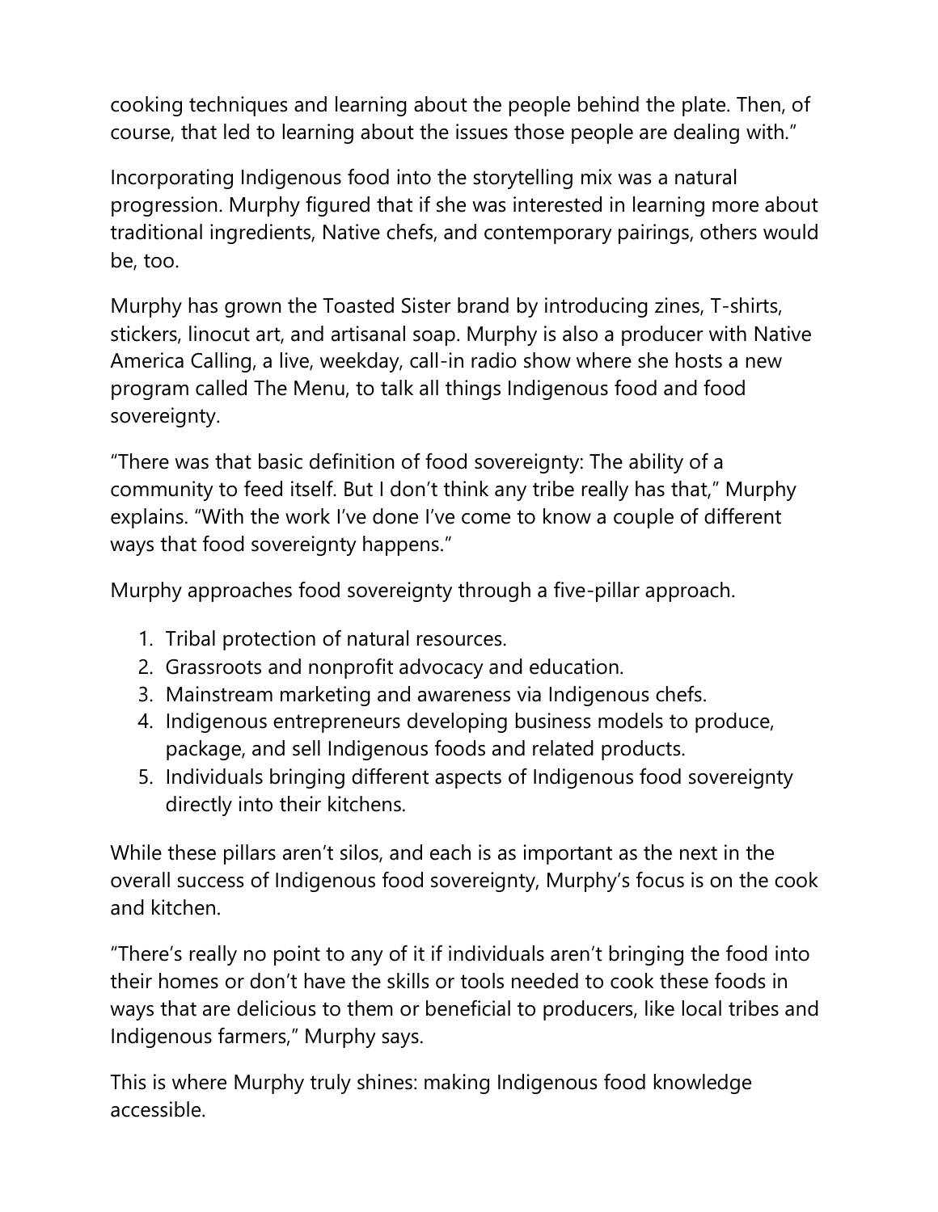cooking techniques and learning about the people behind the plate. Then, of course, that led to learning about the issues those people are dealing with."

Incorporating Indigenous food into the storytelling mix was a natural progression. Murphy figured that if she was interested in learning more about traditional ingredients, Native chefs, and contemporary pairings, others would be, too.

Murphy has grown the Toasted Sister brand by introducing zines, T-shirts, stickers, linocut art, and artisanal soap. Murphy is also a producer with Native America Calling, a live, weekday, call-in radio show where she hosts a new program called The Menu, to talk all things Indigenous food and food sovereignty.

"There was that basic definition of food sovereignty: The ability of a community to feed itself. But I don't think any tribe really has that," Murphy explains. "With the work I've done I've come to know a couple of different ways that food sovereignty happens."

Murphy approaches food sovereignty through a five-pillar approach.

1. Tribal protection of natural resources.
2. Grassroots and nonprofit advocacy and education.
3. Mainstream marketing and awareness via Indigenous chefs.
4. Indigenous entrepreneurs developing business models to produce, package, and sell Indigenous foods and related products.
5. Individuals bringing different aspects of Indigenous food sovereignty directly into their kitchens.

While these pillars aren't silos, and each is as important as the next in the overall success of Indigenous food sovereignty, Murphy's focus is on the cook and kitchen.

"There's really no point to any of it if individuals aren't bringing the food into their homes or don't have the skills or tools needed to cook these foods in ways that are delicious to them or beneficial to producers, like local tribes and Indigenous farmers," Murphy says.

This is where Murphy truly shines: making Indigenous food knowledge accessible.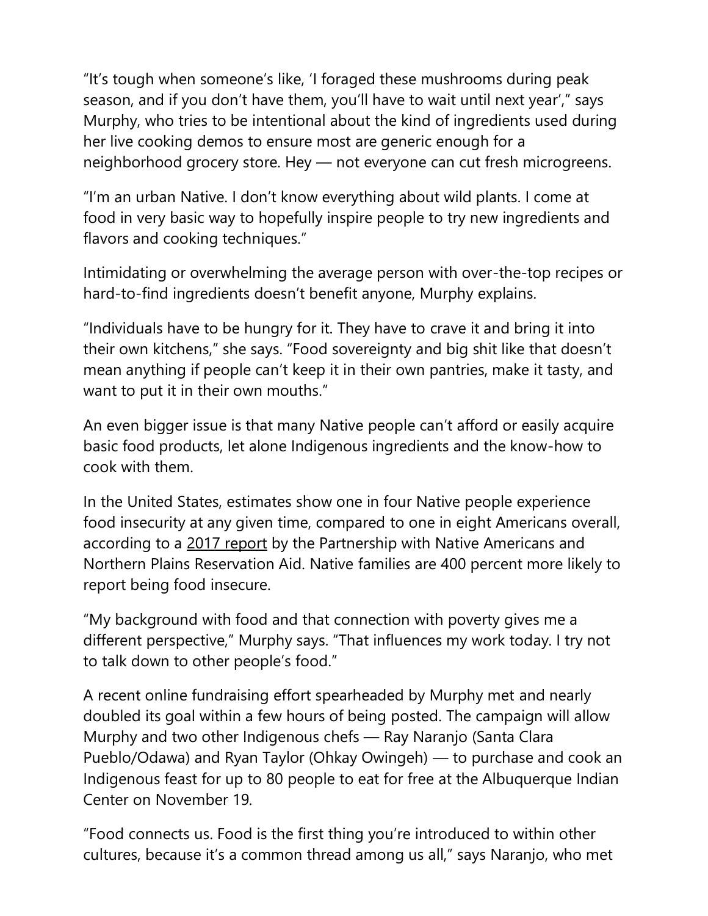"It's tough when someone's like, 'I foraged these mushrooms during peak season, and if you don't have them, you'll have to wait until next year'," says Murphy, who tries to be intentional about the kind of ingredients used during her live cooking demos to ensure most are generic enough for a neighborhood grocery store. Hey — not everyone can cut fresh microgreens.

"I'm an urban Native. I don't know everything about wild plants. I come at food in very basic way to hopefully inspire people to try new ingredients and flavors and cooking techniques."

Intimidating or overwhelming the average person with over-the-top recipes or hard-to-find ingredients doesn't benefit anyone, Murphy explains.

"Individuals have to be hungry for it. They have to crave it and bring it into their own kitchens," she says. "Food sovereignty and big shit like that doesn't mean anything if people can't keep it in their own pantries, make it tasty, and want to put it in their own mouths."

An even bigger issue is that many Native people can't afford or easily acquire basic food products, let alone Indigenous ingredients and the know-how to cook with them.

In the United States, estimates show one in four Native people experience food insecurity at any given time, compared to one in eight Americans overall, according to a 2017 report by the Partnership with Native Americans and Northern Plains Reservation Aid. Native families are 400 percent more likely to report being food insecure.

"My background with food and that connection with poverty gives me a different perspective," Murphy says. "That influences my work today. I try not to talk down to other people's food."

A recent online fundraising effort spearheaded by Murphy met and nearly doubled its goal within a few hours of being posted. The campaign will allow Murphy and two other Indigenous chefs — Ray Naranjo (Santa Clara Pueblo/Odawa) and Ryan Taylor (Ohkay Owingeh) — to purchase and cook an Indigenous feast for up to 80 people to eat for free at the Albuquerque Indian Center on November 19.

"Food connects us. Food is the first thing you're introduced to within other cultures, because it's a common thread among us all," says Naranjo, who met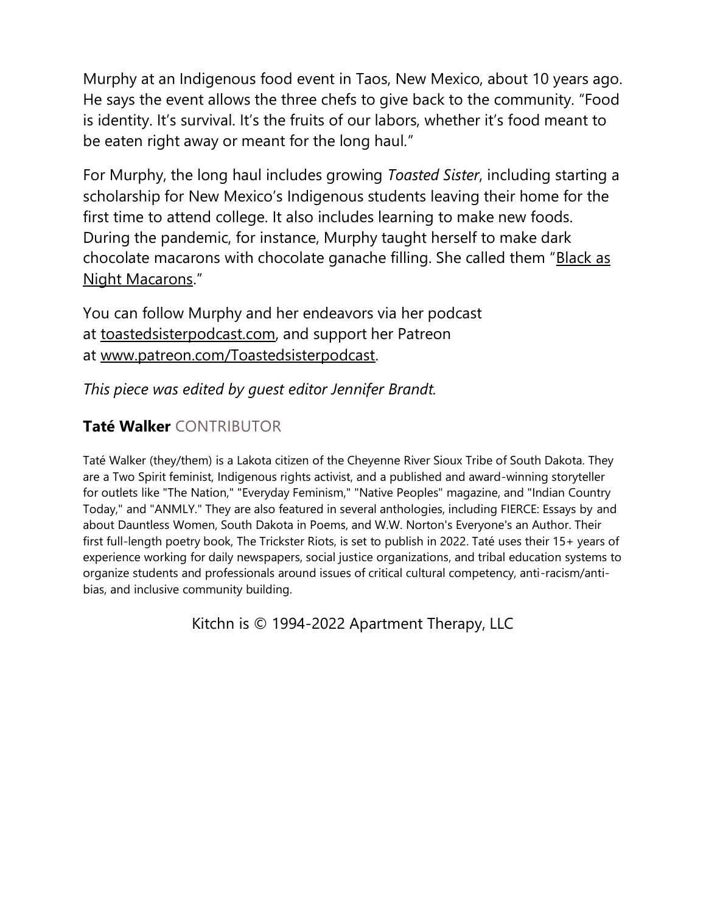Murphy at an Indigenous food event in Taos, New Mexico, about 10 years ago. He says the event allows the three chefs to give back to the community. "Food is identity. It's survival. It's the fruits of our labors, whether it's food meant to be eaten right away or meant for the long haul."

For Murphy, the long haul includes growing *Toasted Sister*, including starting a scholarship for New Mexico's Indigenous students leaving their home for the first time to attend college. It also includes learning to make new foods. During the pandemic, for instance, Murphy taught herself to make dark chocolate macarons with chocolate ganache filling. She called them "Black as Night Macarons."

You can follow Murphy and her endeavors via her podcast at toastedsisterpodcast.com, and support her Patreon at www.patreon.com/Toastedsisterpodcast.

*This piece was edited by guest editor Jennifer Brandt.*

**Taté Walker** CONTRIBUTOR

Taté Walker (they/them) is a Lakota citizen of the Cheyenne River Sioux Tribe of South Dakota. They are a Two Spirit feminist, Indigenous rights activist, and a published and award-winning storyteller for outlets like "The Nation," "Everyday Feminism," "Native Peoples" magazine, and "Indian Country Today," and "ANMLY." They are also featured in several anthologies, including FIERCE: Essays by and about Dauntless Women, South Dakota in Poems, and W.W. Norton's Everyone's an Author. Their first full-length poetry book, The Trickster Riots, is set to publish in 2022. Taté uses their 15+ years of experience working for daily newspapers, social justice organizations, and tribal education systems to organize students and professionals around issues of critical cultural competency, anti-racism/anti-bias, and inclusive community building.

Kitchn is © 1994-2022 Apartment Therapy, LLC